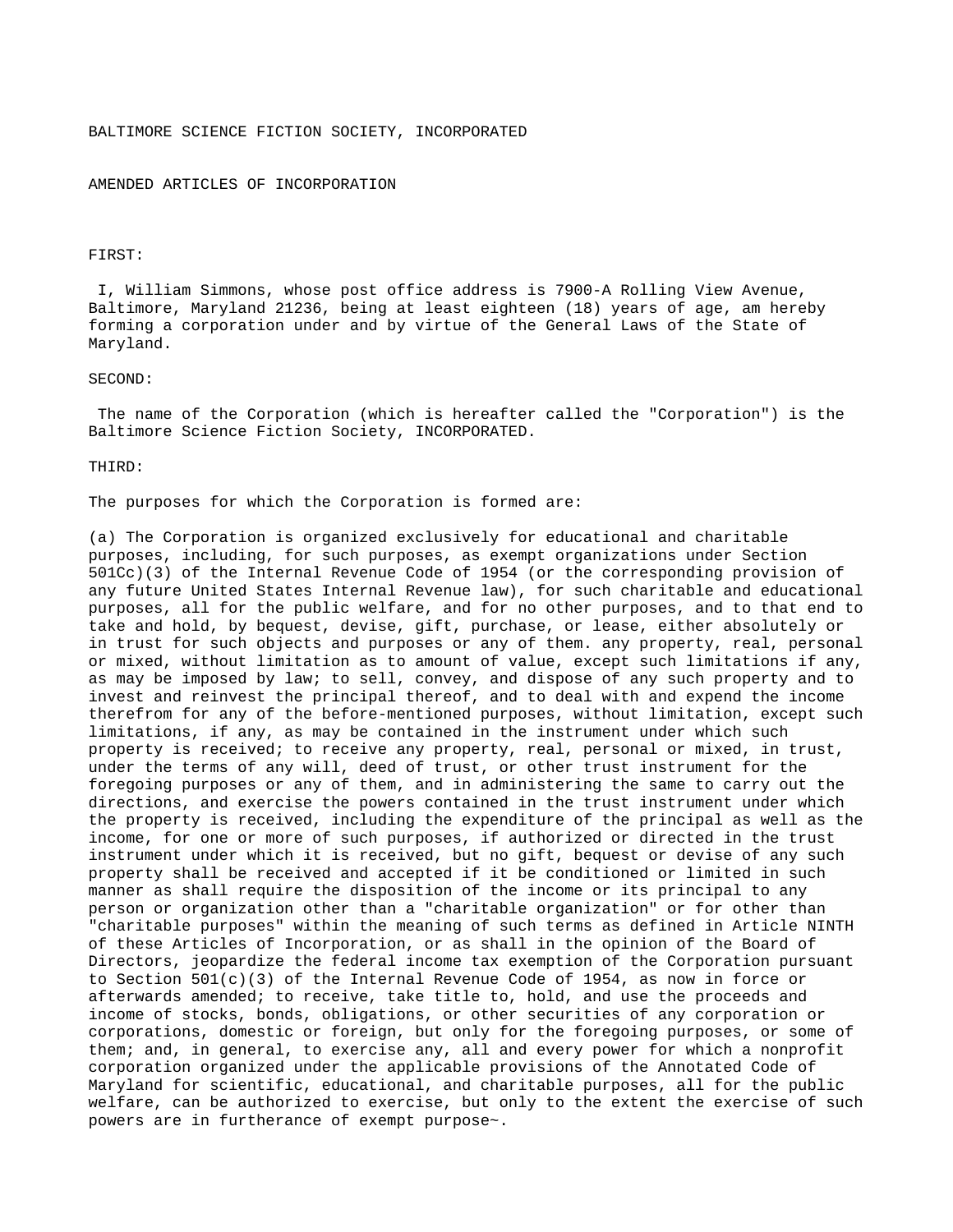BALTIMORE SCIENCE FICTION SOCIETY, INCORPORATED

AMENDED ARTICLES OF INCORPORATION

FIRST:

I, William Simmons, whose post office address is 7900-A Rolling View Avenue, Baltimore, Maryland 21236, being at least eighteen (18) years of age, am hereby forming a corporation under and by virtue of the General Laws of the State of Maryland.

SECOND:

The name of the Corporation (which is hereafter called the "Corporation") is the Baltimore Science Fiction Society, INCORPORATED.

THIRD:

The purposes for which the Corporation is formed are:

(a) The Corporation is organized exclusively for educational and charitable purposes, including, for such purposes, as exempt organizations under Section 501Cc)(3) of the Internal Revenue Code of 1954 (or the corresponding provision of any future United States Internal Revenue law), for such charitable and educational purposes, all for the public welfare, and for no other purposes, and to that end to take and hold, by bequest, devise, gift, purchase, or lease, either absolutely or in trust for such objects and purposes or any of them. any property, real, personal or mixed, without limitation as to amount of value, except such limitations if any, as may be imposed by law; to sell, convey, and dispose of any such property and to invest and reinvest the principal thereof, and to deal with and expend the income therefrom for any of the before-mentioned purposes, without limitation, except such limitations, if any, as may be contained in the instrument under which such property is received; to receive any property, real, personal or mixed, in trust, under the terms of any will, deed of trust, or other trust instrument for the foregoing purposes or any of them, and in administering the same to carry out the directions, and exercise the powers contained in the trust instrument under which the property is received, including the expenditure of the principal as well as the income, for one or more of such purposes, if authorized or directed in the trust instrument under which it is received, but no gift, bequest or devise of any such property shall be received and accepted if it be conditioned or limited in such manner as shall require the disposition of the income or its principal to any person or organization other than a "charitable organization" or for other than "charitable purposes" within the meaning of such terms as defined in Article NINTH of these Articles of Incorporation, or as shall in the opinion of the Board of Directors, jeopardize the federal income tax exemption of the Corporation pursuant to Section 501(c)(3) of the Internal Revenue Code of 1954, as now in force or afterwards amended; to receive, take title to, hold, and use the proceeds and income of stocks, bonds, obligations, or other securities of any corporation or corporations, domestic or foreign, but only for the foregoing purposes, or some of them; and, in general, to exercise any, all and every power for which a nonprofit corporation organized under the applicable provisions of the Annotated Code of Maryland for scientific, educational, and charitable purposes, all for the public welfare, can be authorized to exercise, but only to the extent the exercise of such powers are in furtherance of exempt purpose~.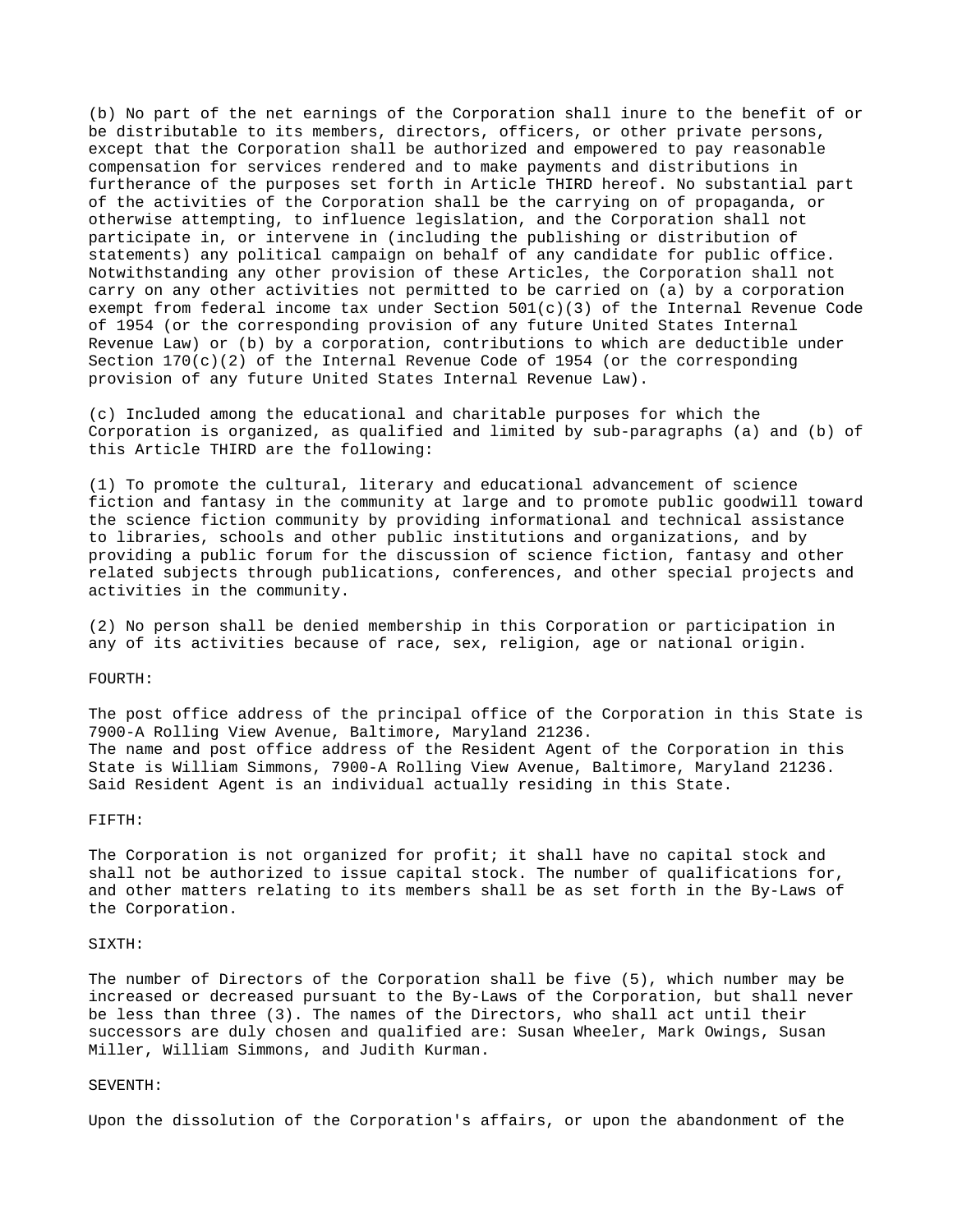(b) No part of the net earnings of the Corporation shall inure to the benefit of or be distributable to its members, directors, officers, or other private persons, except that the Corporation shall be authorized and empowered to pay reasonable compensation for services rendered and to make payments and distributions in furtherance of the purposes set forth in Article THIRD hereof. No substantial part of the activities of the Corporation shall be the carrying on of propaganda, or otherwise attempting, to influence legislation, and the Corporation shall not participate in, or intervene in (including the publishing or distribution of statements) any political campaign on behalf of any candidate for public office. Notwithstanding any other provision of these Articles, the Corporation shall not carry on any other activities not permitted to be carried on (a) by a corporation exempt from federal income tax under Section 501(c)(3) of the Internal Revenue Code of 1954 (or the corresponding provision of any future United States Internal Revenue Law) or (b) by a corporation, contributions to which are deductible under Section 170(c)(2) of the Internal Revenue Code of 1954 (or the corresponding provision of any future United States Internal Revenue Law).

(c) Included among the educational and charitable purposes for which the Corporation is organized, as qualified and limited by sub-paragraphs (a) and (b) of this Article THIRD are the following:

(1) To promote the cultural, literary and educational advancement of science fiction and fantasy in the community at large and to promote public goodwill toward the science fiction community by providing informational and technical assistance to libraries, schools and other public institutions and organizations, and by providing a public forum for the discussion of science fiction, fantasy and other related subjects through publications, conferences, and other special projects and activities in the community.

(2) No person shall be denied membership in this Corporation or participation in any of its activities because of race, sex, religion, age or national origin.

FOURTH:

The post office address of the principal office of the Corporation in this State is 7900-A Rolling View Avenue, Baltimore, Maryland 21236.
The name and post office address of the Resident Agent of the Corporation in this State is William Simmons, 7900-A Rolling View Avenue, Baltimore, Maryland 21236. Said Resident Agent is an individual actually residing in this State.

FIFTH:

The Corporation is not organized for profit; it shall have no capital stock and shall not be authorized to issue capital stock. The number of qualifications for, and other matters relating to its members shall be as set forth in the By-Laws of the Corporation.

SIXTH:

The number of Directors of the Corporation shall be five (5), which number may be increased or decreased pursuant to the By-Laws of the Corporation, but shall never be less than three (3). The names of the Directors, who shall act until their successors are duly chosen and qualified are: Susan Wheeler, Mark Owings, Susan Miller, William Simmons, and Judith Kurman.

SEVENTH:

Upon the dissolution of the Corporation's affairs, or upon the abandonment of the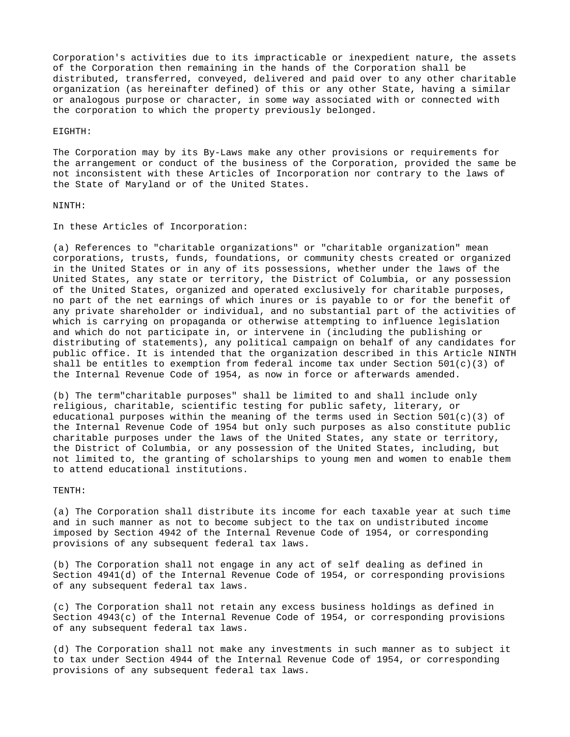Corporation's activities due to its impracticable or inexpedient nature, the assets of the Corporation then remaining in the hands of the Corporation shall be distributed, transferred, conveyed, delivered and paid over to any other charitable organization (as hereinafter defined) of this or any other State, having a similar or analogous purpose or character, in some way associated with or connected with the corporation to which the property previously belonged.

EIGHTH:

The Corporation may by its By-Laws make any other provisions or requirements for the arrangement or conduct of the business of the Corporation, provided the same be not inconsistent with these Articles of Incorporation nor contrary to the laws of the State of Maryland or of the United States.

NINTH:

In these Articles of Incorporation:

(a) References to "charitable organizations" or "charitable organization" mean corporations, trusts, funds, foundations, or community chests created or organized in the United States or in any of its possessions, whether under the laws of the United States, any state or territory, the District of Columbia, or any possession of the United States, organized and operated exclusively for charitable purposes, no part of the net earnings of which inures or is payable to or for the benefit of any private shareholder or individual, and no substantial part of the activities of which is carrying on propaganda or otherwise attempting to influence legislation and which do not participate in, or intervene in (including the publishing or distributing of statements), any political campaign on behalf of any candidates for public office. It is intended that the organization described in this Article NINTH shall be entitles to exemption from federal income tax under Section 501(c)(3) of the Internal Revenue Code of 1954, as now in force or afterwards amended.

(b) The term"charitable purposes" shall be limited to and shall include only religious, charitable, scientific testing for public safety, literary, or educational purposes within the meaning of the terms used in Section 501(c)(3) of the Internal Revenue Code of 1954 but only such purposes as also constitute public charitable purposes under the laws of the United States, any state or territory, the District of Columbia, or any possession of the United States, including, but not limited to, the granting of scholarships to young men and women to enable them to attend educational institutions.

TENTH:

(a) The Corporation shall distribute its income for each taxable year at such time and in such manner as not to become subject to the tax on undistributed income imposed by Section 4942 of the Internal Revenue Code of 1954, or corresponding provisions of any subsequent federal tax laws.

(b) The Corporation shall not engage in any act of self dealing as defined in Section 4941(d) of the Internal Revenue Code of 1954, or corresponding provisions of any subsequent federal tax laws.

(c) The Corporation shall not retain any excess business holdings as defined in Section 4943(c) of the Internal Revenue Code of 1954, or corresponding provisions of any subsequent federal tax laws.

(d) The Corporation shall not make any investments in such manner as to subject it to tax under Section 4944 of the Internal Revenue Code of 1954, or corresponding provisions of any subsequent federal tax laws.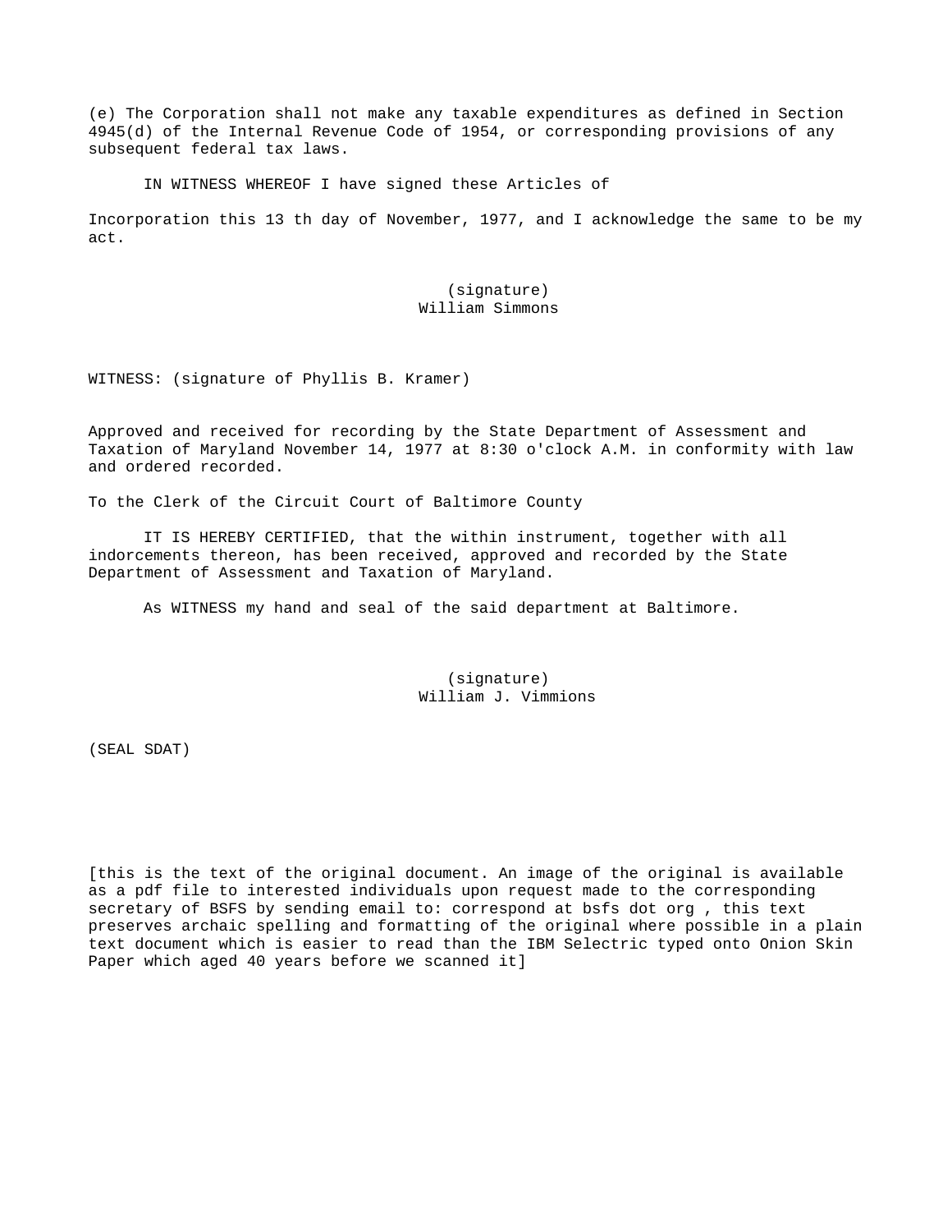(e) The Corporation shall not make any taxable expenditures as defined in Section 4945(d) of the Internal Revenue Code of 1954, or corresponding provisions of any subsequent federal tax laws.

IN WITNESS WHEREOF I have signed these Articles of

Incorporation this 13 th day of November, 1977, and I acknowledge the same to be my act.

(signature)
William Simmons

WITNESS: (signature of Phyllis B. Kramer)

Approved and received for recording by the State Department of Assessment and Taxation of Maryland November 14, 1977 at 8:30 o'clock A.M. in conformity with law and ordered recorded.

To the Clerk of the Circuit Court of Baltimore County

IT IS HEREBY CERTIFIED, that the within instrument, together with all indorcements thereon, has been received, approved and recorded by the State Department of Assessment and Taxation of Maryland.

As WITNESS my hand and seal of the said department at Baltimore.

(signature)
William J. Vimmions

(SEAL SDAT)

[this is the text of the original document. An image of the original is available as a pdf file to interested individuals upon request made to the corresponding secretary of BSFS by sending email to: correspond at bsfs dot org , this text preserves archaic spelling and formatting of the original where possible in a plain text document which is easier to read than the IBM Selectric typed onto Onion Skin Paper which aged 40 years before we scanned it]